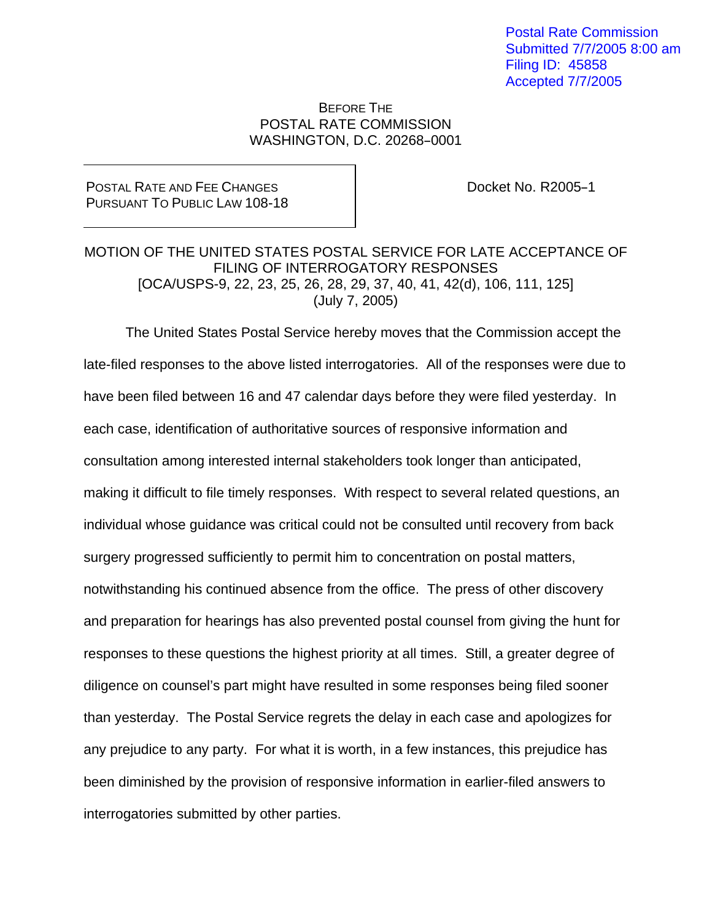Postal Rate Commission
Submitted 7/7/2005 8:00 am
Filing ID: 45858
Accepted 7/7/2005

BEFORE THE
POSTAL RATE COMMISSION
WASHINGTON, D.C. 20268–0001

| POSTAL RATE AND FEE CHANGES PURSUANT TO PUBLIC LAW 108-18 | Docket No. R2005–1 |
|---|---|

MOTION OF THE UNITED STATES POSTAL SERVICE FOR LATE ACCEPTANCE OF FILING OF INTERROGATORY RESPONSES
[OCA/USPS-9, 22, 23, 25, 26, 28, 29, 37, 40, 41, 42(d), 106, 111, 125]
(July 7, 2005)

The United States Postal Service hereby moves that the Commission accept the late-filed responses to the above listed interrogatories. All of the responses were due to have been filed between 16 and 47 calendar days before they were filed yesterday. In each case, identification of authoritative sources of responsive information and consultation among interested internal stakeholders took longer than anticipated, making it difficult to file timely responses. With respect to several related questions, an individual whose guidance was critical could not be consulted until recovery from back surgery progressed sufficiently to permit him to concentration on postal matters, notwithstanding his continued absence from the office. The press of other discovery and preparation for hearings has also prevented postal counsel from giving the hunt for responses to these questions the highest priority at all times. Still, a greater degree of diligence on counsel's part might have resulted in some responses being filed sooner than yesterday. The Postal Service regrets the delay in each case and apologizes for any prejudice to any party. For what it is worth, in a few instances, this prejudice has been diminished by the provision of responsive information in earlier-filed answers to interrogatories submitted by other parties.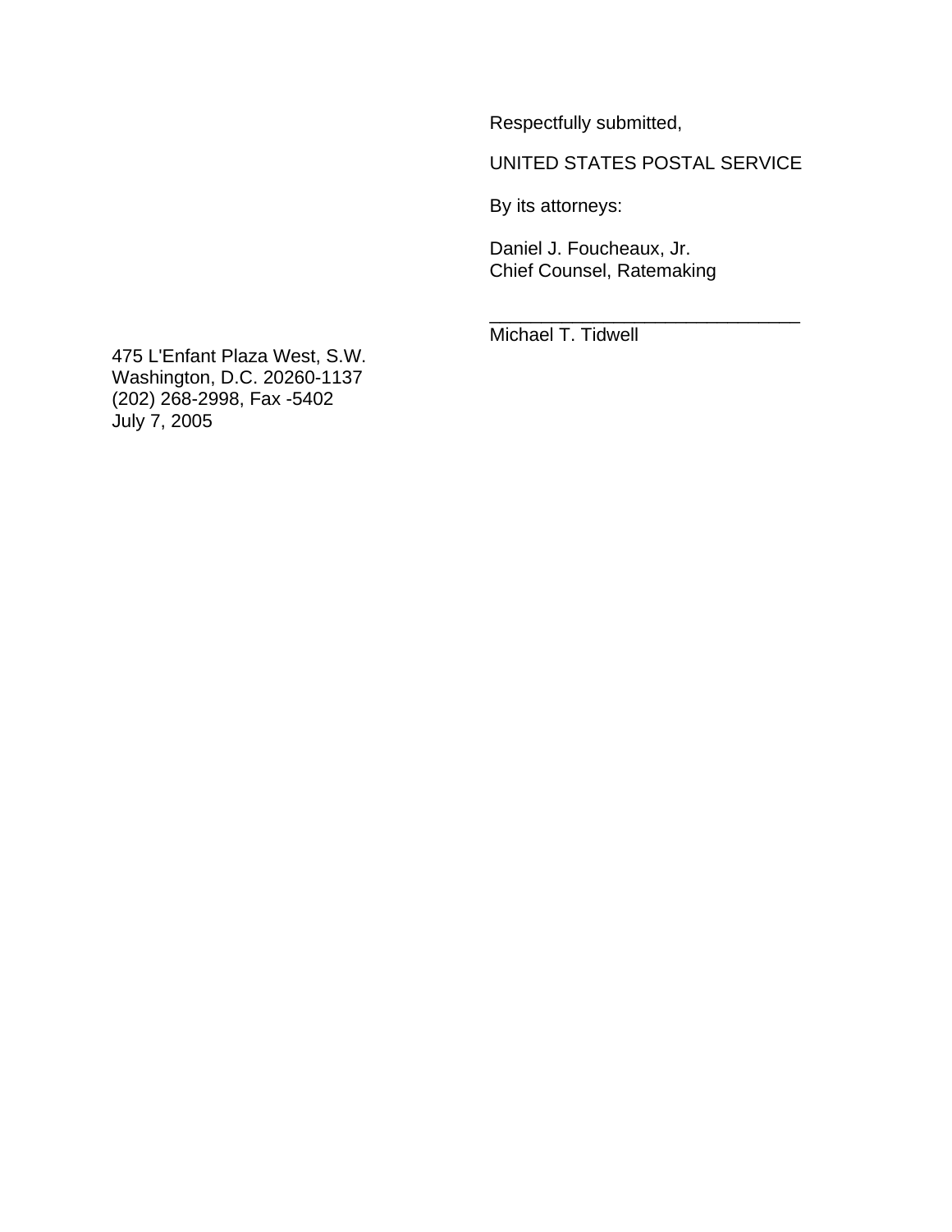Respectfully submitted,

UNITED STATES POSTAL SERVICE

By its attorneys:

Daniel J. Foucheaux, Jr.
Chief Counsel, Ratemaking

______________________________
Michael T. Tidwell

475 L'Enfant Plaza West, S.W.
Washington, D.C. 20260-1137
(202) 268-2998, Fax -5402
July 7, 2005